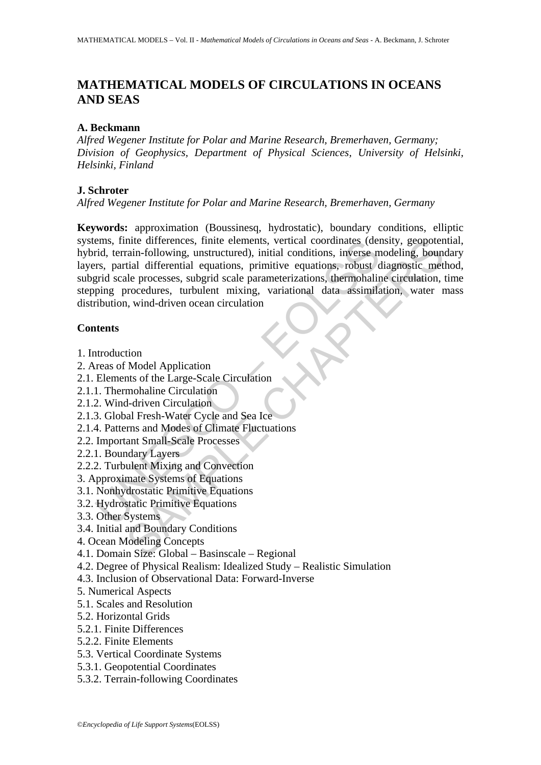# MATHEMATICAL MODELS OF CIRCULATIONS IN OCEANS AND SEAS

**A. Beckmann**

*Alfred Wegener Institute for Polar and Marine Research, Bremerhaven, Germany; Division of Geophysics, Department of Physical Sciences, University of Helsinki, Helsinki, Finland*

**J. Schroter**

*Alfred Wegener Institute for Polar and Marine Research, Bremerhaven, Germany*

**Keywords:** approximation (Boussinesq, hydrostatic), boundary conditions, elliptic systems, finite differences, finite elements, vertical coordinates (density, geopotential, hybrid, terrain-following, unstructured), initial conditions, inverse modeling, boundary layers, partial differential equations, primitive equations, robust diagnostic method, subgrid scale processes, subgrid scale parameterizations, thermohaline circulation, time stepping procedures, turbulent mixing, variational data assimilation, water mass distribution, wind-driven ocean circulation

## Contents

1. Introduction
2. Areas of Model Application
2.1. Elements of the Large-Scale Circulation
2.1.1. Thermohaline Circulation
2.1.2. Wind-driven Circulation
2.1.3. Global Fresh-Water Cycle and Sea Ice
2.1.4. Patterns and Modes of Climate Fluctuations
2.2. Important Small-Scale Processes
2.2.1. Boundary Layers
2.2.2. Turbulent Mixing and Convection
3. Approximate Systems of Equations
3.1. Nonhydrostatic Primitive Equations
3.2. Hydrostatic Primitive Equations
3.3. Other Systems
3.4. Initial and Boundary Conditions
4. Ocean Modeling Concepts
4.1. Domain Size: Global – Basinscale – Regional
4.2. Degree of Physical Realism: Idealized Study – Realistic Simulation
4.3. Inclusion of Observational Data: Forward-Inverse
5. Numerical Aspects
5.1. Scales and Resolution
5.2. Horizontal Grids
5.2.1. Finite Differences
5.2.2. Finite Elements
5.3. Vertical Coordinate Systems
5.3.1. Geopotential Coordinates
5.3.2. Terrain-following Coordinates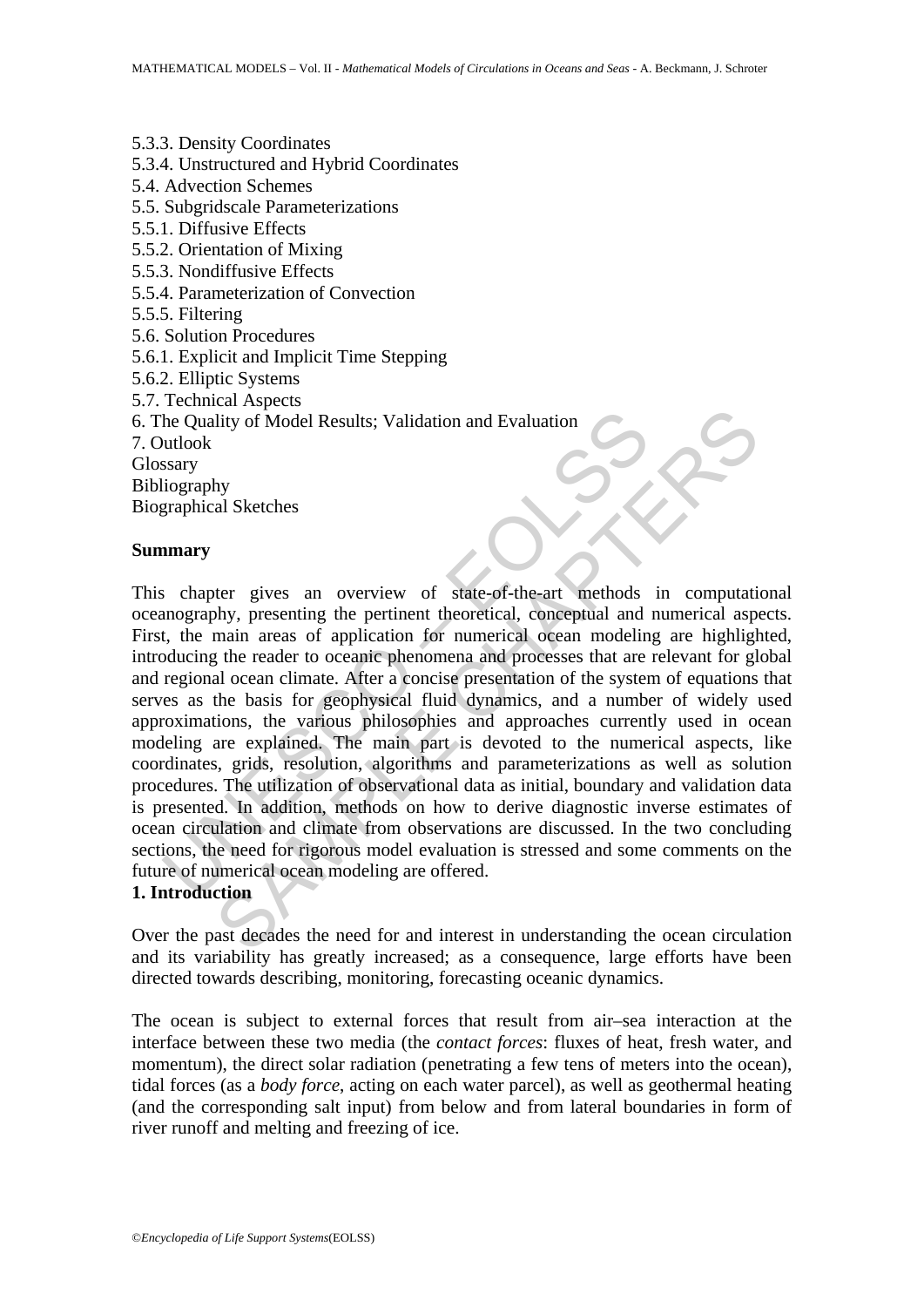5.3.3. Density Coordinates
5.3.4. Unstructured and Hybrid Coordinates
5.4. Advection Schemes
5.5. Subgridscale Parameterizations
5.5.1. Diffusive Effects
5.5.2. Orientation of Mixing
5.5.3. Nondiffusive Effects
5.5.4. Parameterization of Convection
5.5.5. Filtering
5.6. Solution Procedures
5.6.1. Explicit and Implicit Time Stepping
5.6.2. Elliptic Systems
5.7. Technical Aspects
6. The Quality of Model Results; Validation and Evaluation
7. Outlook
Glossary
Bibliography
Biographical Sketches

## Summary

This chapter gives an overview of state-of-the-art methods in computational oceanography, presenting the pertinent theoretical, conceptual and numerical aspects. First, the main areas of application for numerical ocean modeling are highlighted, introducing the reader to oceanic phenomena and processes that are relevant for global and regional ocean climate. After a concise presentation of the system of equations that serves as the basis for geophysical fluid dynamics, and a number of widely used approximations, the various philosophies and approaches currently used in ocean modeling are explained. The main part is devoted to the numerical aspects, like coordinates, grids, resolution, algorithms and parameterizations as well as solution procedures. The utilization of observational data as initial, boundary and validation data is presented. In addition, methods on how to derive diagnostic inverse estimates of ocean circulation and climate from observations are discussed. In the two concluding sections, the need for rigorous model evaluation is stressed and some comments on the future of numerical ocean modeling are offered.

## 1. Introduction

Over the past decades the need for and interest in understanding the ocean circulation and its variability has greatly increased; as a consequence, large efforts have been directed towards describing, monitoring, forecasting oceanic dynamics.

The ocean is subject to external forces that result from air–sea interaction at the interface between these two media (the *contact forces*: fluxes of heat, fresh water, and momentum), the direct solar radiation (penetrating a few tens of meters into the ocean), tidal forces (as a *body force*, acting on each water parcel), as well as geothermal heating (and the corresponding salt input) from below and from lateral boundaries in form of river runoff and melting and freezing of ice.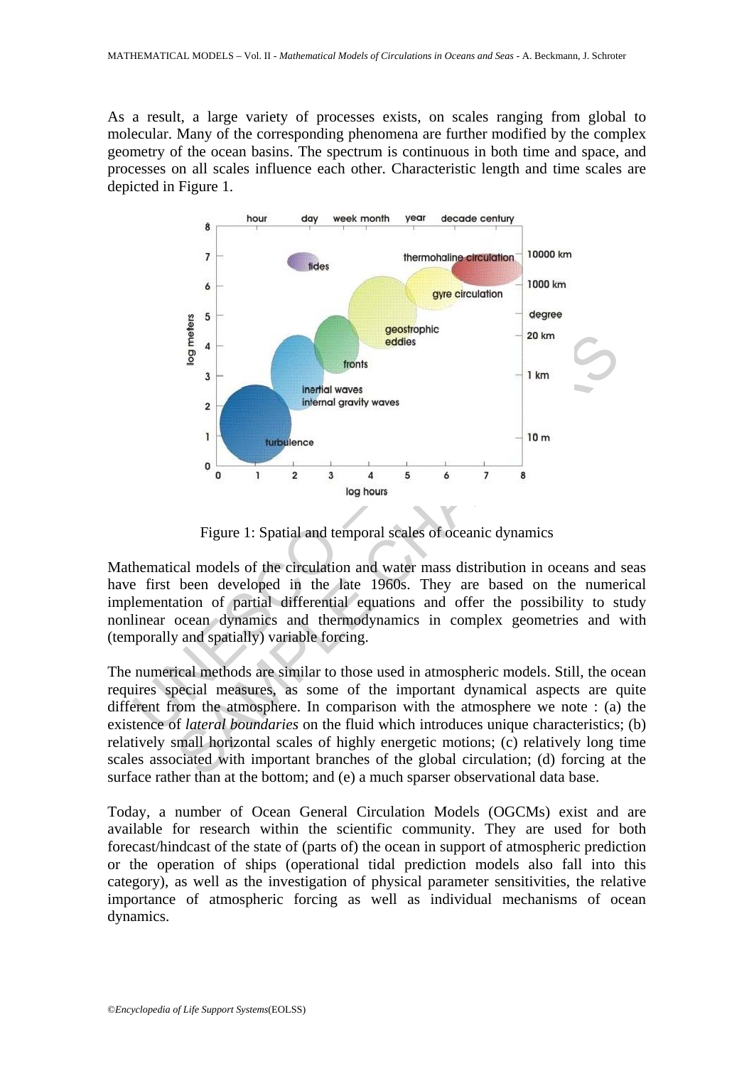As a result, a large variety of processes exists, on scales ranging from global to molecular. Many of the corresponding phenomena are further modified by the complex geometry of the ocean basins. The spectrum is continuous in both time and space, and processes on all scales influence each other. Characteristic length and time scales are depicted in Figure 1.

Figure 1: Spatial and temporal scales of oceanic dynamics

Mathematical models of the circulation and water mass distribution in oceans and seas have first been developed in the late 1960s. They are based on the numerical implementation of partial differential equations and offer the possibility to study nonlinear ocean dynamics and thermodynamics in complex geometries and with (temporally and spatially) variable forcing.

The numerical methods are similar to those used in atmospheric models. Still, the ocean requires special measures, as some of the important dynamical aspects are quite different from the atmosphere. In comparison with the atmosphere we note : (a) the existence of *lateral boundaries* on the fluid which introduces unique characteristics; (b) relatively small horizontal scales of highly energetic motions; (c) relatively long time scales associated with important branches of the global circulation; (d) forcing at the surface rather than at the bottom; and (e) a much sparser observational data base.

Today, a number of Ocean General Circulation Models (OGCMs) exist and are available for research within the scientific community. They are used for both forecast/hindcast of the state of (parts of) the ocean in support of atmospheric prediction or the operation of ships (operational tidal prediction models also fall into this category), as well as the investigation of physical parameter sensitivities, the relative importance of atmospheric forcing as well as individual mechanisms of ocean dynamics.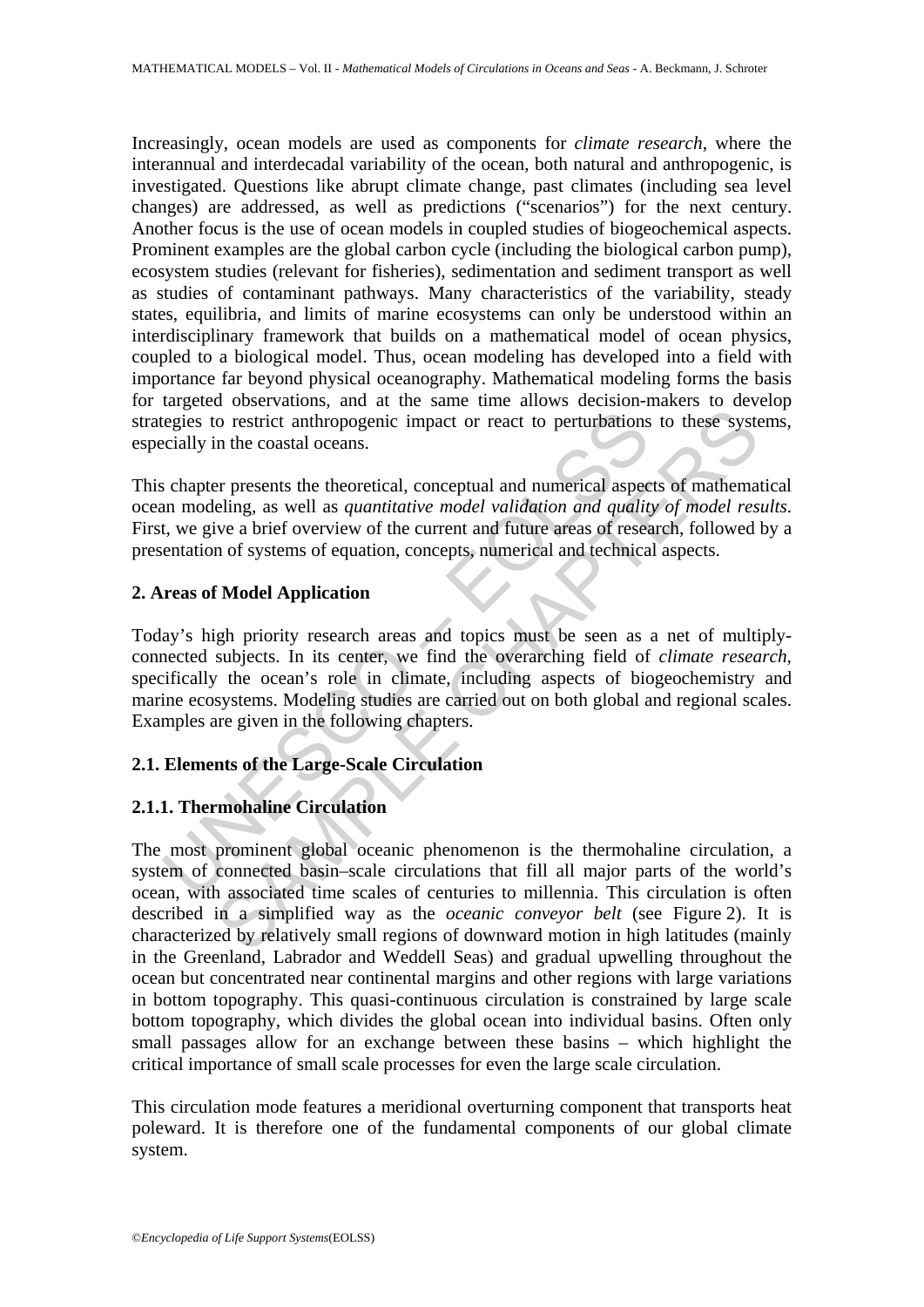Increasingly, ocean models are used as components for *climate research*, where the interannual and interdecadal variability of the ocean, both natural and anthropogenic, is investigated. Questions like abrupt climate change, past climates (including sea level changes) are addressed, as well as predictions ("scenarios") for the next century. Another focus is the use of ocean models in coupled studies of biogeochemical aspects. Prominent examples are the global carbon cycle (including the biological carbon pump), ecosystem studies (relevant for fisheries), sedimentation and sediment transport as well as studies of contaminant pathways. Many characteristics of the variability, steady states, equilibria, and limits of marine ecosystems can only be understood within an interdisciplinary framework that builds on a mathematical model of ocean physics, coupled to a biological model. Thus, ocean modeling has developed into a field with importance far beyond physical oceanography. Mathematical modeling forms the basis for targeted observations, and at the same time allows decision-makers to develop strategies to restrict anthropogenic impact or react to perturbations to these systems, especially in the coastal oceans.

This chapter presents the theoretical, conceptual and numerical aspects of mathematical ocean modeling, as well as *quantitative model validation and quality of model results*. First, we give a brief overview of the current and future areas of research, followed by a presentation of systems of equation, concepts, numerical and technical aspects.

## 2. Areas of Model Application

Today's high priority research areas and topics must be seen as a net of multiply-connected subjects. In its center, we find the overarching field of *climate research*, specifically the ocean's role in climate, including aspects of biogeochemistry and marine ecosystems. Modeling studies are carried out on both global and regional scales. Examples are given in the following chapters.

### 2.1. Elements of the Large-Scale Circulation

#### 2.1.1. Thermohaline Circulation

The most prominent global oceanic phenomenon is the thermohaline circulation, a system of connected basin–scale circulations that fill all major parts of the world's ocean, with associated time scales of centuries to millennia. This circulation is often described in a simplified way as the *oceanic conveyor belt* (see Figure 2). It is characterized by relatively small regions of downward motion in high latitudes (mainly in the Greenland, Labrador and Weddell Seas) and gradual upwelling throughout the ocean but concentrated near continental margins and other regions with large variations in bottom topography. This quasi-continuous circulation is constrained by large scale bottom topography, which divides the global ocean into individual basins. Often only small passages allow for an exchange between these basins – which highlight the critical importance of small scale processes for even the large scale circulation.

This circulation mode features a meridional overturning component that transports heat poleward. It is therefore one of the fundamental components of our global climate system.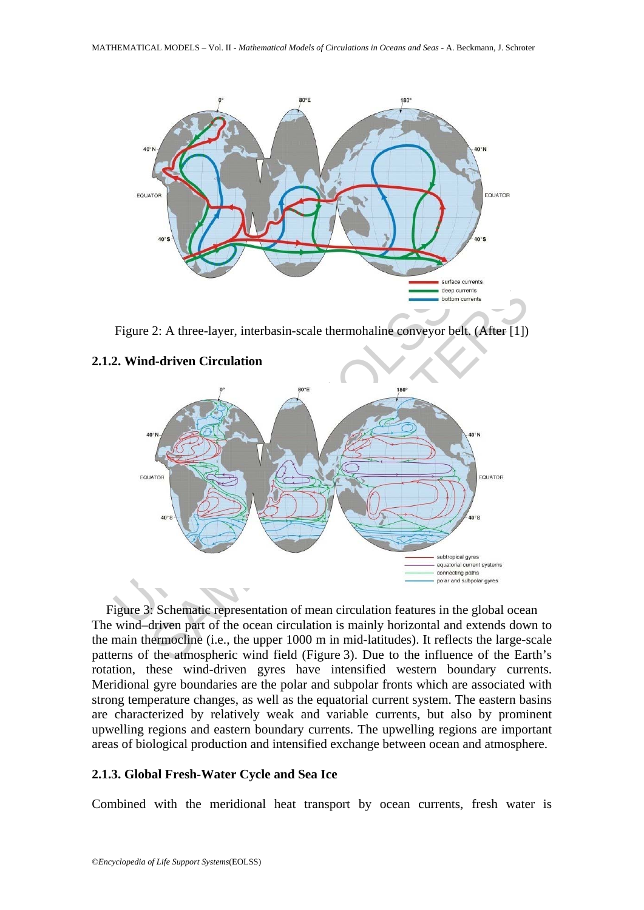Figure 2: A three-layer, interbasin-scale thermohaline conveyor belt. (After [1])

### 2.1.2. Wind-driven Circulation

Figure 3: Schematic representation of mean circulation features in the global ocean

The wind–driven part of the ocean circulation is mainly horizontal and extends down to the main thermocline (i.e., the upper 1000 m in mid-latitudes). It reflects the large-scale patterns of the atmospheric wind field (Figure 3). Due to the influence of the Earth's rotation, these wind-driven gyres have intensified western boundary currents. Meridional gyre boundaries are the polar and subpolar fronts which are associated with strong temperature changes, as well as the equatorial current system. The eastern basins are characterized by relatively weak and variable currents, but also by prominent upwelling regions and eastern boundary currents. The upwelling regions are important areas of biological production and intensified exchange between ocean and atmosphere.

### 2.1.3. Global Fresh-Water Cycle and Sea Ice

Combined with the meridional heat transport by ocean currents, fresh water is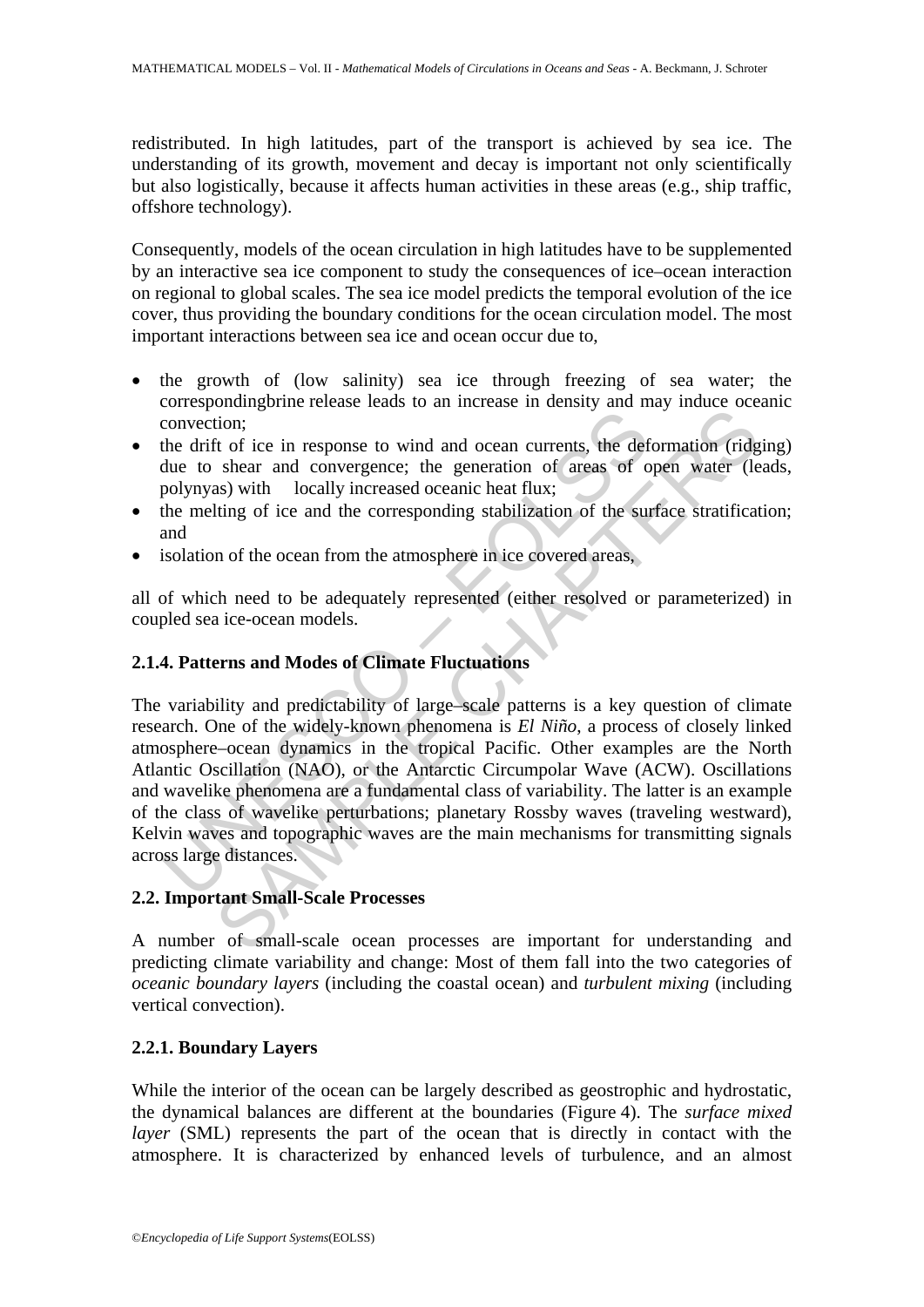redistributed. In high latitudes, part of the transport is achieved by sea ice. The understanding of its growth, movement and decay is important not only scientifically but also logistically, because it affects human activities in these areas (e.g., ship traffic, offshore technology).

Consequently, models of the ocean circulation in high latitudes have to be supplemented by an interactive sea ice component to study the consequences of ice–ocean interaction on regional to global scales. The sea ice model predicts the temporal evolution of the ice cover, thus providing the boundary conditions for the ocean circulation model. The most important interactions between sea ice and ocean occur due to,

- the growth of (low salinity) sea ice through freezing of sea water; the correspondingbrine release leads to an increase in density and may induce oceanic convection;
- the drift of ice in response to wind and ocean currents, the deformation (ridging) due to shear and convergence; the generation of areas of open water (leads, polynyas) with locally increased oceanic heat flux;
- the melting of ice and the corresponding stabilization of the surface stratification; and
- isolation of the ocean from the atmosphere in ice covered areas,

all of which need to be adequately represented (either resolved or parameterized) in coupled sea ice-ocean models.

### 2.1.4. Patterns and Modes of Climate Fluctuations

The variability and predictability of large–scale patterns is a key question of climate research. One of the widely-known phenomena is *El Niño*, a process of closely linked atmosphere–ocean dynamics in the tropical Pacific. Other examples are the North Atlantic Oscillation (NAO), or the Antarctic Circumpolar Wave (ACW). Oscillations and wavelike phenomena are a fundamental class of variability. The latter is an example of the class of wavelike perturbations; planetary Rossby waves (traveling westward), Kelvin waves and topographic waves are the main mechanisms for transmitting signals across large distances.

## 2.2. Important Small-Scale Processes

A number of small-scale ocean processes are important for understanding and predicting climate variability and change: Most of them fall into the two categories of *oceanic boundary layers* (including the coastal ocean) and *turbulent mixing* (including vertical convection).

### 2.2.1. Boundary Layers

While the interior of the ocean can be largely described as geostrophic and hydrostatic, the dynamical balances are different at the boundaries (Figure 4). The *surface mixed layer* (SML) represents the part of the ocean that is directly in contact with the atmosphere. It is characterized by enhanced levels of turbulence, and an almost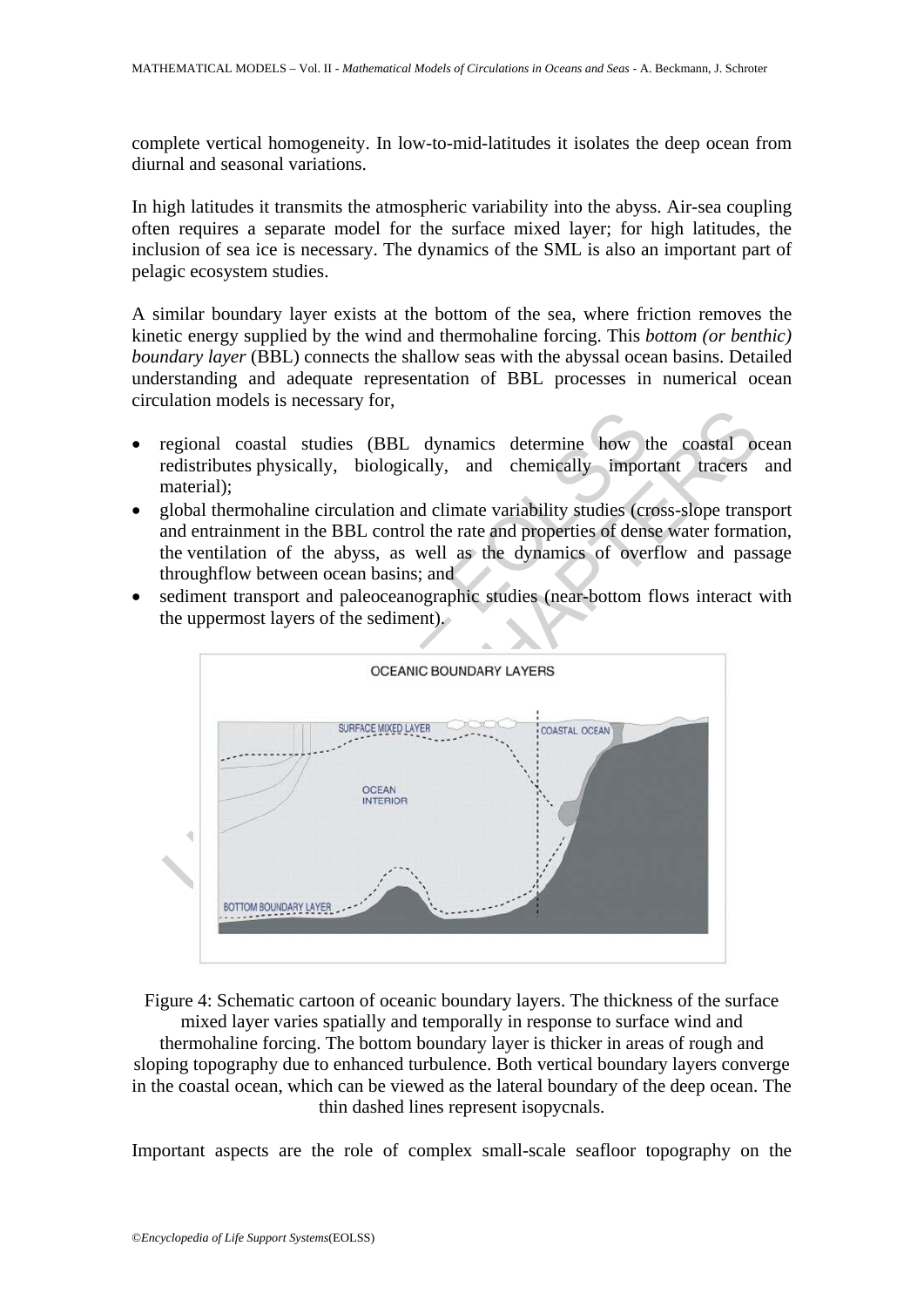complete vertical homogeneity. In low-to-mid-latitudes it isolates the deep ocean from diurnal and seasonal variations.

In high latitudes it transmits the atmospheric variability into the abyss. Air-sea coupling often requires a separate model for the surface mixed layer; for high latitudes, the inclusion of sea ice is necessary. The dynamics of the SML is also an important part of pelagic ecosystem studies.

A similar boundary layer exists at the bottom of the sea, where friction removes the kinetic energy supplied by the wind and thermohaline forcing. This *bottom (or benthic) boundary layer* (BBL) connects the shallow seas with the abyssal ocean basins. Detailed understanding and adequate representation of BBL processes in numerical ocean circulation models is necessary for,

- regional coastal studies (BBL dynamics determine how the coastal ocean redistributes physically, biologically, and chemically important tracers and material);
- global thermohaline circulation and climate variability studies (cross-slope transport and entrainment in the BBL control the rate and properties of dense water formation, the ventilation of the abyss, as well as the dynamics of overflow and passage throughflow between ocean basins; and
- sediment transport and paleoceanographic studies (near-bottom flows interact with the uppermost layers of the sediment).

Figure 4: Schematic cartoon of oceanic boundary layers. The thickness of the surface mixed layer varies spatially and temporally in response to surface wind and thermohaline forcing. The bottom boundary layer is thicker in areas of rough and sloping topography due to enhanced turbulence. Both vertical boundary layers converge in the coastal ocean, which can be viewed as the lateral boundary of the deep ocean. The thin dashed lines represent isopycnals.

Important aspects are the role of complex small-scale seafloor topography on the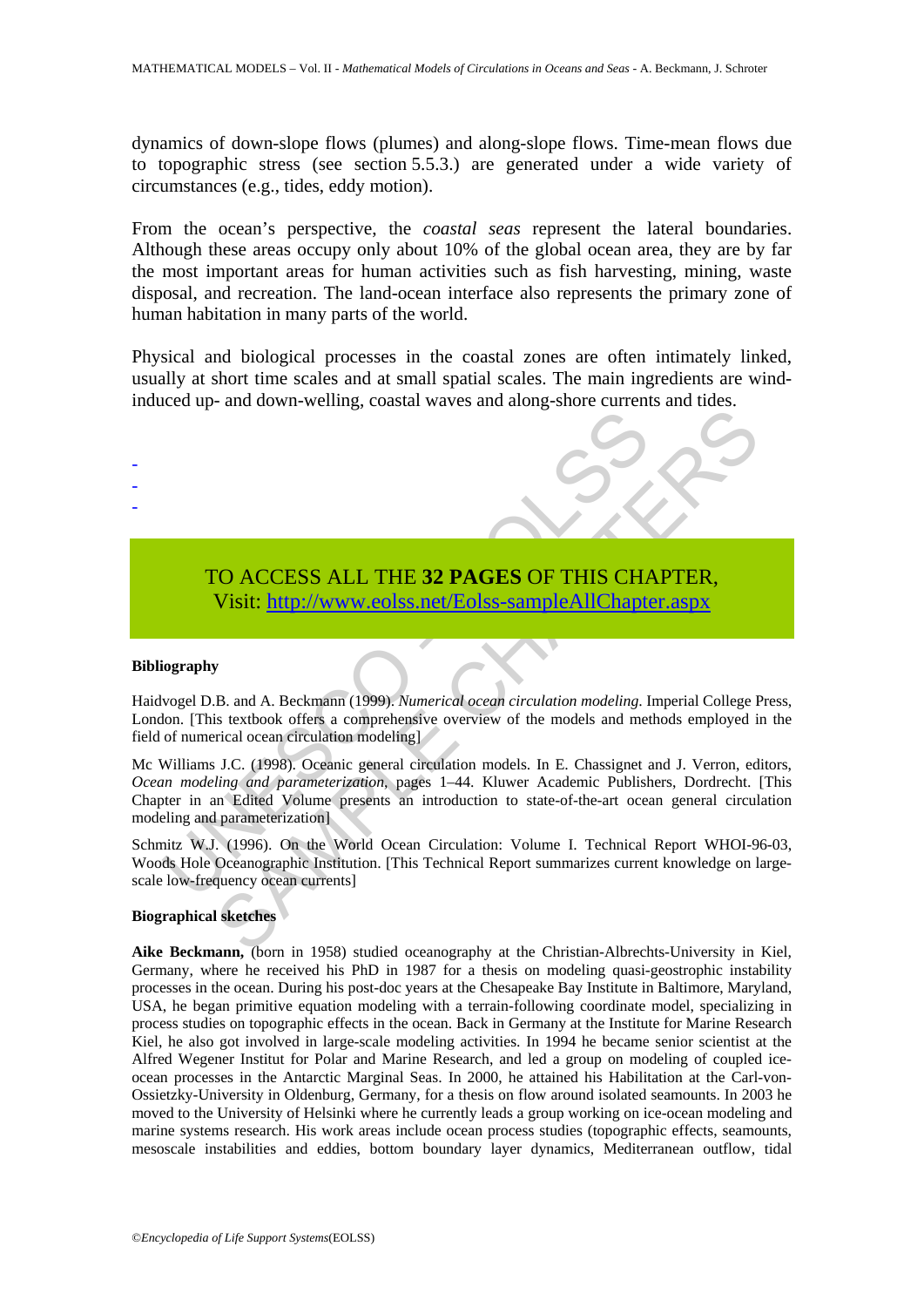dynamics of down-slope flows (plumes) and along-slope flows. Time-mean flows due to topographic stress (see section 5.5.3.) are generated under a wide variety of circumstances (e.g., tides, eddy motion).

From the ocean's perspective, the *coastal seas* represent the lateral boundaries. Although these areas occupy only about 10% of the global ocean area, they are by far the most important areas for human activities such as fish harvesting, mining, waste disposal, and recreation. The land-ocean interface also represents the primary zone of human habitation in many parts of the world.

Physical and biological processes in the coastal zones are often intimately linked, usually at short time scales and at small spatial scales. The main ingredients are wind-induced up- and down-welling, coastal waves and along-shore currents and tides.

-
-
-

TO ACCESS ALL THE **32 PAGES** OF THIS CHAPTER,
Visit: http://www.eolss.net/Eolss-sampleAllChapter.aspx

**Bibliography**

Haidvogel D.B. and A. Beckmann (1999). *Numerical ocean circulation modeling*. Imperial College Press, London. [This textbook offers a comprehensive overview of the models and methods employed in the field of numerical ocean circulation modeling]

Mc Williams J.C. (1998). Oceanic general circulation models. In E. Chassignet and J. Verron, editors, *Ocean modeling and parameterization*, pages 1–44. Kluwer Academic Publishers, Dordrecht. [This Chapter in an Edited Volume presents an introduction to state-of-the-art ocean general circulation modeling and parameterization]

Schmitz W.J. (1996). On the World Ocean Circulation: Volume I. Technical Report WHOI-96-03, Woods Hole Oceanographic Institution. [This Technical Report summarizes current knowledge on large-scale low-frequency ocean currents]

**Biographical sketches**

**Aike Beckmann,** (born in 1958) studied oceanography at the Christian-Albrechts-University in Kiel, Germany, where he received his PhD in 1987 for a thesis on modeling quasi-geostrophic instability processes in the ocean. During his post-doc years at the Chesapeake Bay Institute in Baltimore, Maryland, USA, he began primitive equation modeling with a terrain-following coordinate model, specializing in process studies on topographic effects in the ocean. Back in Germany at the Institute for Marine Research Kiel, he also got involved in large-scale modeling activities. In 1994 he became senior scientist at the Alfred Wegener Institut for Polar and Marine Research, and led a group on modeling of coupled ice-ocean processes in the Antarctic Marginal Seas. In 2000, he attained his Habilitation at the Carl-von-Ossietzky-University in Oldenburg, Germany, for a thesis on flow around isolated seamounts. In 2003 he moved to the University of Helsinki where he currently leads a group working on ice-ocean modeling and marine systems research. His work areas include ocean process studies (topographic effects, seamounts, mesoscale instabilities and eddies, bottom boundary layer dynamics, Mediterranean outflow, tidal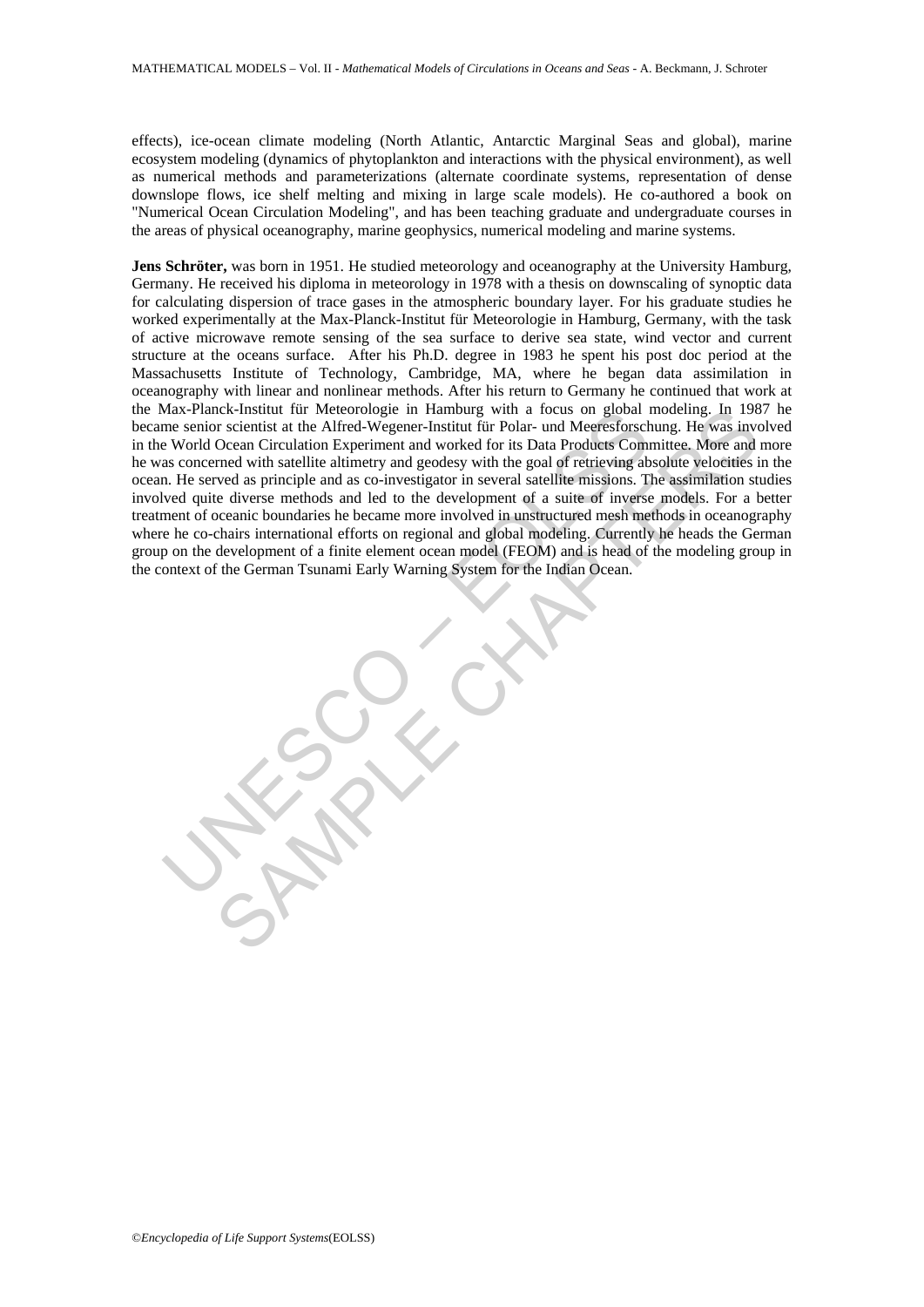effects), ice-ocean climate modeling (North Atlantic, Antarctic Marginal Seas and global), marine ecosystem modeling (dynamics of phytoplankton and interactions with the physical environment), as well as numerical methods and parameterizations (alternate coordinate systems, representation of dense downslope flows, ice shelf melting and mixing in large scale models). He co-authored a book on "Numerical Ocean Circulation Modeling", and has been teaching graduate and undergraduate courses in the areas of physical oceanography, marine geophysics, numerical modeling and marine systems.

**Jens Schröter,** was born in 1951. He studied meteorology and oceanography at the University Hamburg, Germany. He received his diploma in meteorology in 1978 with a thesis on downscaling of synoptic data for calculating dispersion of trace gases in the atmospheric boundary layer. For his graduate studies he worked experimentally at the Max-Planck-Institut für Meteorologie in Hamburg, Germany, with the task of active microwave remote sensing of the sea surface to derive sea state, wind vector and current structure at the oceans surface. After his Ph.D. degree in 1983 he spent his post doc period at the Massachusetts Institute of Technology, Cambridge, MA, where he began data assimilation in oceanography with linear and nonlinear methods. After his return to Germany he continued that work at the Max-Planck-Institut für Meteorologie in Hamburg with a focus on global modeling. In 1987 he became senior scientist at the Alfred-Wegener-Institut für Polar- und Meeresforschung. He was involved in the World Ocean Circulation Experiment and worked for its Data Products Committee. More and more he was concerned with satellite altimetry and geodesy with the goal of retrieving absolute velocities in the ocean. He served as principle and as co-investigator in several satellite missions. The assimilation studies involved quite diverse methods and led to the development of a suite of inverse models. For a better treatment of oceanic boundaries he became more involved in unstructured mesh methods in oceanography where he co-chairs international efforts on regional and global modeling. Currently he heads the German group on the development of a finite element ocean model (FEOM) and is head of the modeling group in the context of the German Tsunami Early Warning System for the Indian Ocean.